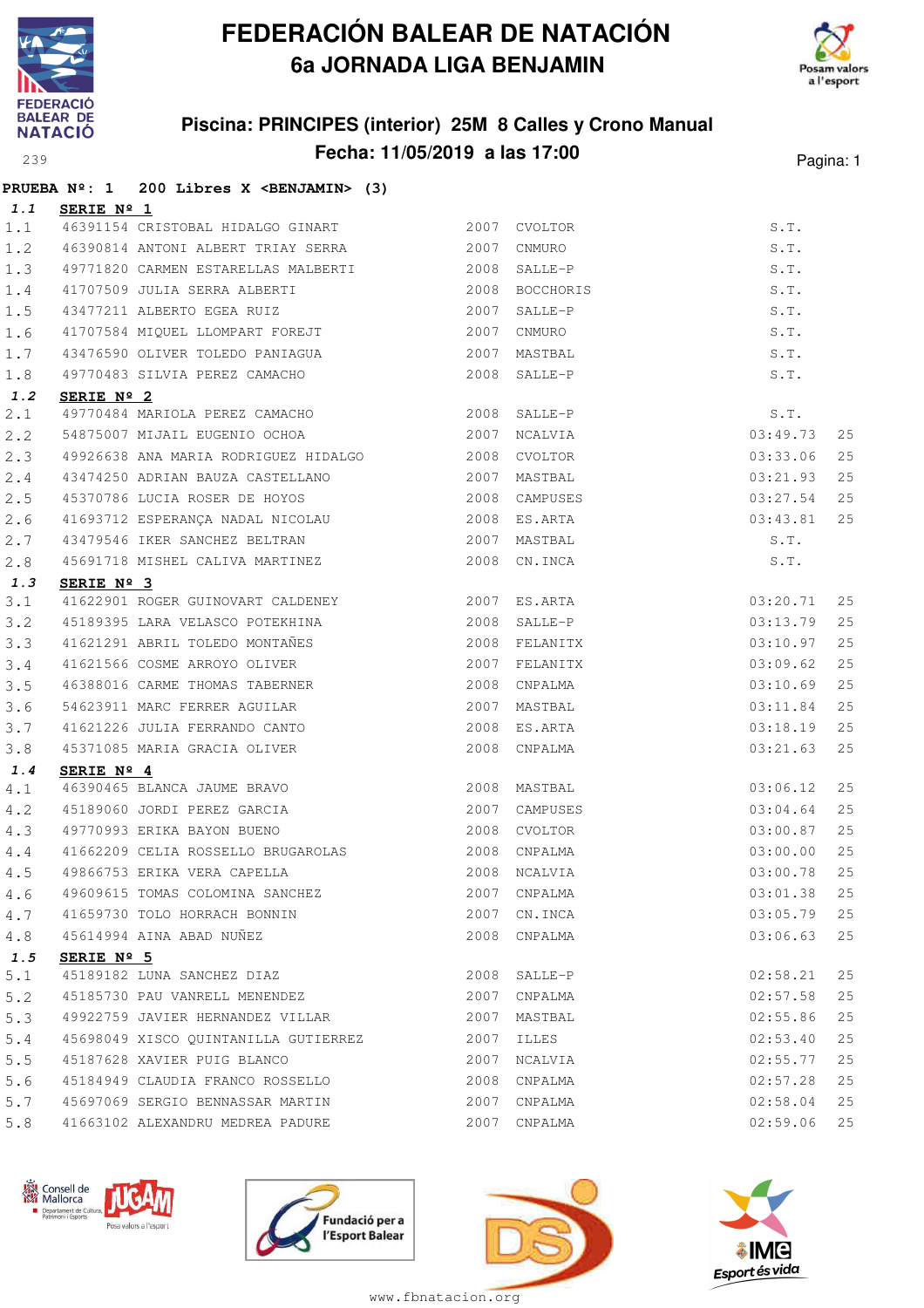# FEDERACIÓN BALEAR DE NATACIÓN

## 6a JORNADA LIGA BENJAMIN

### Piscina: PRINCIPES (interior) 25M 8 Calles y Crono Manual

### Fecha: 11/05/2019 a las 17:00

**PRUEBA Nº: 1 200 Libres X <BENJAMIN> (3)**

**1.1 SERIE Nº 1**

| | | | | | | |
|---|---|---|---|---|---|---|
| 1.1 | 46391154 | CRISTOBAL HIDALGO GINART | 2007 | CVOLTOR | S.T. | |
| 1.2 | 46390814 | ANTONI ALBERT TRIAY SERRA | 2007 | CNMURO | S.T. | |
| 1.3 | 49771820 | CARMEN ESTARELLAS MALBERTI | 2008 | SALLE-P | S.T. | |
| 1.4 | 41707509 | JULIA SERRA ALBERTI | 2008 | BOCCHORIS | S.T. | |
| 1.5 | 43477211 | ALBERTO EGEA RUIZ | 2007 | SALLE-P | S.T. | |
| 1.6 | 41707584 | MIQUEL LLOMPART FOREJT | 2007 | CNMURO | S.T. | |
| 1.7 | 43476590 | OLIVER TOLEDO PANIAGUA | 2007 | MASTBAL | S.T. | |
| 1.8 | 49770483 | SILVIA PEREZ CAMACHO | 2008 | SALLE-P | S.T. | |

**1.2 SERIE Nº 2**

| | | | | | | |
|---|---|---|---|---|---|---|
| 2.1 | 49770484 | MARIOLA PEREZ CAMACHO | 2008 | SALLE-P | S.T. | |
| 2.2 | 54875007 | MIJAIL EUGENIO OCHOA | 2007 | NCALVIA | 03:49.73 | 25 |
| 2.3 | 49926638 | ANA MARIA RODRIGUEZ HIDALGO | 2008 | CVOLTOR | 03:33.06 | 25 |
| 2.4 | 43474250 | ADRIAN BAUZA CASTELLANO | 2007 | MASTBAL | 03:21.93 | 25 |
| 2.5 | 45370786 | LUCIA ROSER DE HOYOS | 2008 | CAMPUSES | 03:27.54 | 25 |
| 2.6 | 41693712 | ESPERANÇA NADAL NICOLAU | 2008 | ES.ARTA | 03:43.81 | 25 |
| 2.7 | 43479546 | IKER SANCHEZ BELTRAN | 2007 | MASTBAL | S.T. | |
| 2.8 | 45691718 | MISHEL CALIVA MARTINEZ | 2008 | CN.INCA | S.T. | |

**1.3 SERIE Nº 3**

| | | | | | | |
|---|---|---|---|---|---|---|
| 3.1 | 41622901 | ROGER GUINOVART CALDENEY | 2007 | ES.ARTA | 03:20.71 | 25 |
| 3.2 | 45189395 | LARA VELASCO POTEKHINA | 2008 | SALLE-P | 03:13.79 | 25 |
| 3.3 | 41621291 | ABRIL TOLEDO MONTAÑES | 2008 | FELANITX | 03:10.97 | 25 |
| 3.4 | 41621566 | COSME ARROYO OLIVER | 2007 | FELANITX | 03:09.62 | 25 |
| 3.5 | 46388016 | CARME THOMAS TABERNER | 2008 | CNPALMA | 03:10.69 | 25 |
| 3.6 | 54623911 | MARC FERRER AGUILAR | 2007 | MASTBAL | 03:11.84 | 25 |
| 3.7 | 41621226 | JULIA FERRANDO CANTO | 2008 | ES.ARTA | 03:18.19 | 25 |
| 3.8 | 45371085 | MARIA GRACIA OLIVER | 2008 | CNPALMA | 03:21.63 | 25 |

**1.4 SERIE Nº 4**

| | | | | | | |
|---|---|---|---|---|---|---|
| 4.1 | 46390465 | BLANCA JAUME BRAVO | 2008 | MASTBAL | 03:06.12 | 25 |
| 4.2 | 45189060 | JORDI PEREZ GARCIA | 2007 | CAMPUSES | 03:04.64 | 25 |
| 4.3 | 49770993 | ERIKA BAYON BUENO | 2008 | CVOLTOR | 03:00.87 | 25 |
| 4.4 | 41662209 | CELIA ROSSELLO BRUGAROLAS | 2008 | CNPALMA | 03:00.00 | 25 |
| 4.5 | 49866753 | ERIKA VERA CAPELLA | 2008 | NCALVIA | 03:00.78 | 25 |
| 4.6 | 49609615 | TOMAS COLOMINA SANCHEZ | 2007 | CNPALMA | 03:01.38 | 25 |
| 4.7 | 41659730 | TOLO HORRACH BONNIN | 2007 | CN.INCA | 03:05.79 | 25 |
| 4.8 | 45614994 | AINA ABAD NUÑEZ | 2008 | CNPALMA | 03:06.63 | 25 |

**1.5 SERIE Nº 5**

| | | | | | | |
|---|---|---|---|---|---|---|
| 5.1 | 45189182 | LUNA SANCHEZ DIAZ | 2008 | SALLE-P | 02:58.21 | 25 |
| 5.2 | 45185730 | PAU VANRELL MENENDEZ | 2007 | CNPALMA | 02:57.58 | 25 |
| 5.3 | 49922759 | JAVIER HERNANDEZ VILLAR | 2007 | MASTBAL | 02:55.86 | 25 |
| 5.4 | 45698049 | XISCO QUINTANILLA GUTIERREZ | 2007 | ILLES | 02:53.40 | 25 |
| 5.5 | 45187628 | XAVIER PUIG BLANCO | 2007 | NCALVIA | 02:55.77 | 25 |
| 5.6 | 45184949 | CLAUDIA FRANCO ROSSELLO | 2008 | CNPALMA | 02:57.28 | 25 |
| 5.7 | 45697069 | SERGIO BENNASSAR MARTIN | 2007 | CNPALMA | 02:58.04 | 25 |
| 5.8 | 41663102 | ALEXANDRU MEDREA PADURE | 2007 | CNPALMA | 02:59.06 | 25 |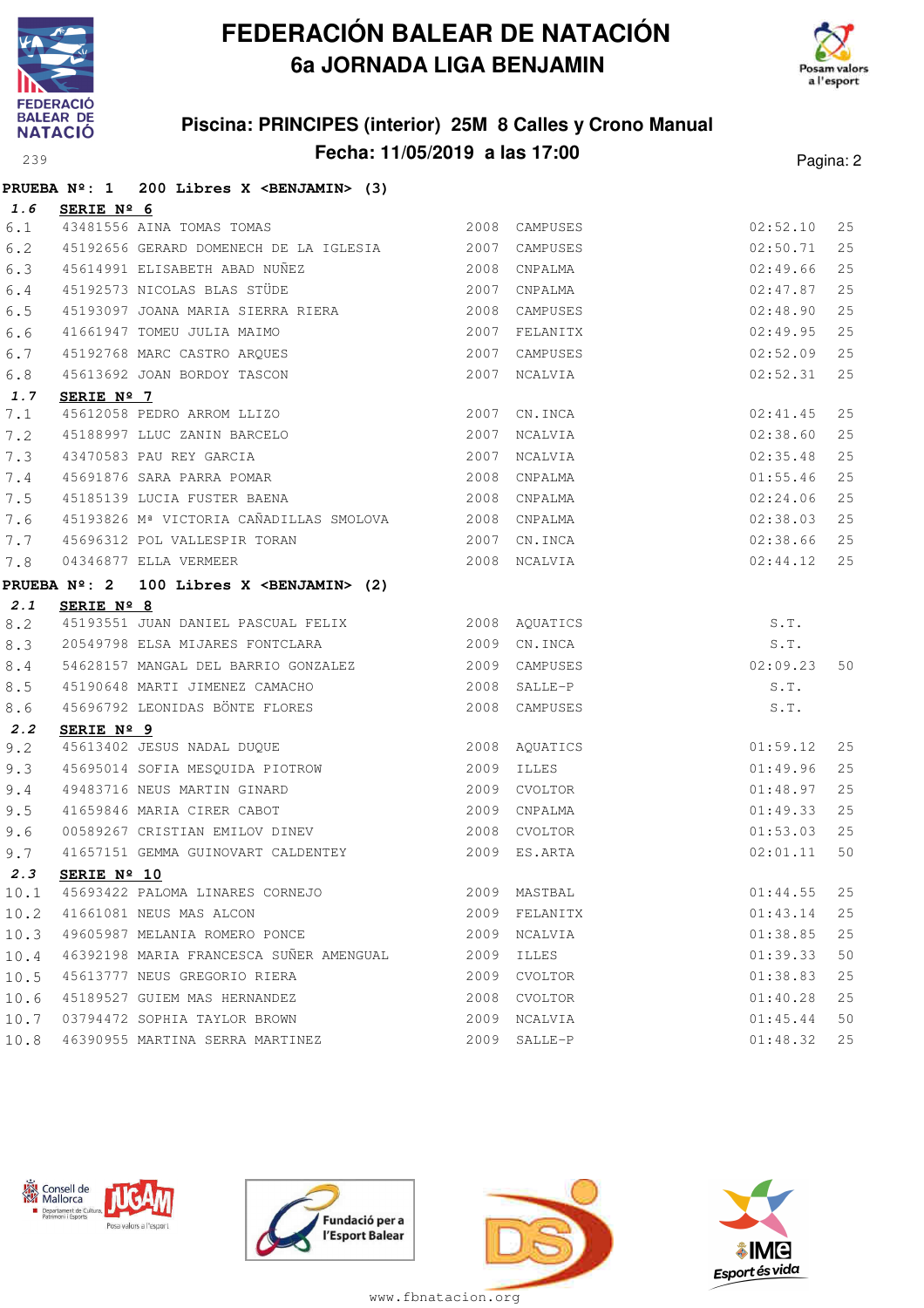# FEDERACIÓN BALEAR DE NATACIÓN
## 6a JORNADA LIGA BENJAMIN

### Piscina: PRINCIPES (interior) 25M 8 Calles y Crono Manual
### Fecha: 11/05/2019 a las 17:00

**PRUEBA Nº: 1 200 Libres X <BENJAMIN> (3)**

**1.6 SERIE Nº 6**

| | Licencia | Nombre | Año | Club | Tiempo | |
|---|---|---|---|---|---|---|
| 6.1 | 43481556 | AINA TOMAS TOMAS | 2008 | CAMPUSES | 02:52.10 | 25 |
| 6.2 | 45192656 | GERARD DOMENECH DE LA IGLESIA | 2007 | CAMPUSES | 02:50.71 | 25 |
| 6.3 | 45614991 | ELISABETH ABAD NUÑEZ | 2008 | CNPALMA | 02:49.66 | 25 |
| 6.4 | 45192573 | NICOLAS BLAS STÜDE | 2007 | CNPALMA | 02:47.87 | 25 |
| 6.5 | 45193097 | JOANA MARIA SIERRA RIERA | 2008 | CAMPUSES | 02:48.90 | 25 |
| 6.6 | 41661947 | TOMEU JULIA MAIMO | 2007 | FELANITX | 02:49.95 | 25 |
| 6.7 | 45192768 | MARC CASTRO ARQUES | 2007 | CAMPUSES | 02:52.09 | 25 |
| 6.8 | 45613692 | JOAN BORDOY TASCON | 2007 | NCALVIA | 02:52.31 | 25 |

**1.7 SERIE Nº 7**

| | Licencia | Nombre | Año | Club | Tiempo | |
|---|---|---|---|---|---|---|
| 7.1 | 45612058 | PEDRO ARROM LLIZO | 2007 | CN.INCA | 02:41.45 | 25 |
| 7.2 | 45188997 | LLUC ZANIN BARCELO | 2007 | NCALVIA | 02:38.60 | 25 |
| 7.3 | 43470583 | PAU REY GARCIA | 2007 | NCALVIA | 02:35.48 | 25 |
| 7.4 | 45691876 | SARA PARRA POMAR | 2008 | CNPALMA | 01:55.46 | 25 |
| 7.5 | 45185139 | LUCIA FUSTER BAENA | 2008 | CNPALMA | 02:24.06 | 25 |
| 7.6 | 45193826 | Mª VICTORIA CAÑADILLAS SMOLOVA | 2008 | CNPALMA | 02:38.03 | 25 |
| 7.7 | 45696312 | POL VALLESPIR TORAN | 2007 | CN.INCA | 02:38.66 | 25 |
| 7.8 | 04346877 | ELLA VERMEER | 2008 | NCALVIA | 02:44.12 | 25 |

**PRUEBA Nº: 2 100 Libres X <BENJAMIN> (2)**

**2.1 SERIE Nº 8**

| | Licencia | Nombre | Año | Club | Tiempo | |
|---|---|---|---|---|---|---|
| 8.2 | 45193551 | JUAN DANIEL PASCUAL FELIX | 2008 | AQUATICS | S.T. | |
| 8.3 | 20549798 | ELSA MIJARES FONTCLARA | 2009 | CN.INCA | S.T. | |
| 8.4 | 54628157 | MANGAL DEL BARRIO GONZALEZ | 2009 | CAMPUSES | 02:09.23 | 50 |
| 8.5 | 45190648 | MARTI JIMENEZ CAMACHO | 2008 | SALLE-P | S.T. | |
| 8.6 | 45696792 | LEONIDAS BÖNTE FLORES | 2008 | CAMPUSES | S.T. | |

**2.2 SERIE Nº 9**

| | Licencia | Nombre | Año | Club | Tiempo | |
|---|---|---|---|---|---|---|
| 9.2 | 45613402 | JESUS NADAL DUQUE | 2008 | AQUATICS | 01:59.12 | 25 |
| 9.3 | 45695014 | SOFIA MESQUIDA PIOTROW | 2009 | ILLES | 01:49.96 | 25 |
| 9.4 | 49483716 | NEUS MARTIN GINARD | 2009 | CVOLTOR | 01:48.97 | 25 |
| 9.5 | 41659846 | MARIA CIRER CABOT | 2009 | CNPALMA | 01:49.33 | 25 |
| 9.6 | 00589267 | CRISTIAN EMILOV DINEV | 2008 | CVOLTOR | 01:53.03 | 25 |
| 9.7 | 41657151 | GEMMA GUINOVART CALDENTEY | 2009 | ES.ARTA | 02:01.11 | 50 |

**2.3 SERIE Nº 10**

| | Licencia | Nombre | Año | Club | Tiempo | |
|---|---|---|---|---|---|---|
| 10.1 | 45693422 | PALOMA LINARES CORNEJO | 2009 | MASTBAL | 01:44.55 | 25 |
| 10.2 | 41661081 | NEUS MAS ALCON | 2009 | FELANITX | 01:43.14 | 25 |
| 10.3 | 49605987 | MELANIA ROMERO PONCE | 2009 | NCALVIA | 01:38.85 | 25 |
| 10.4 | 46392198 | MARIA FRANCESCA SUÑER AMENGUAL | 2009 | ILLES | 01:39.33 | 50 |
| 10.5 | 45613777 | NEUS GREGORIO RIERA | 2009 | CVOLTOR | 01:38.83 | 25 |
| 10.6 | 45189527 | GUIEM MAS HERNANDEZ | 2008 | CVOLTOR | 01:40.28 | 25 |
| 10.7 | 03794472 | SOPHIA TAYLOR BROWN | 2009 | NCALVIA | 01:45.44 | 50 |
| 10.8 | 46390955 | MARTINA SERRA MARTINEZ | 2009 | SALLE-P | 01:48.32 | 25 |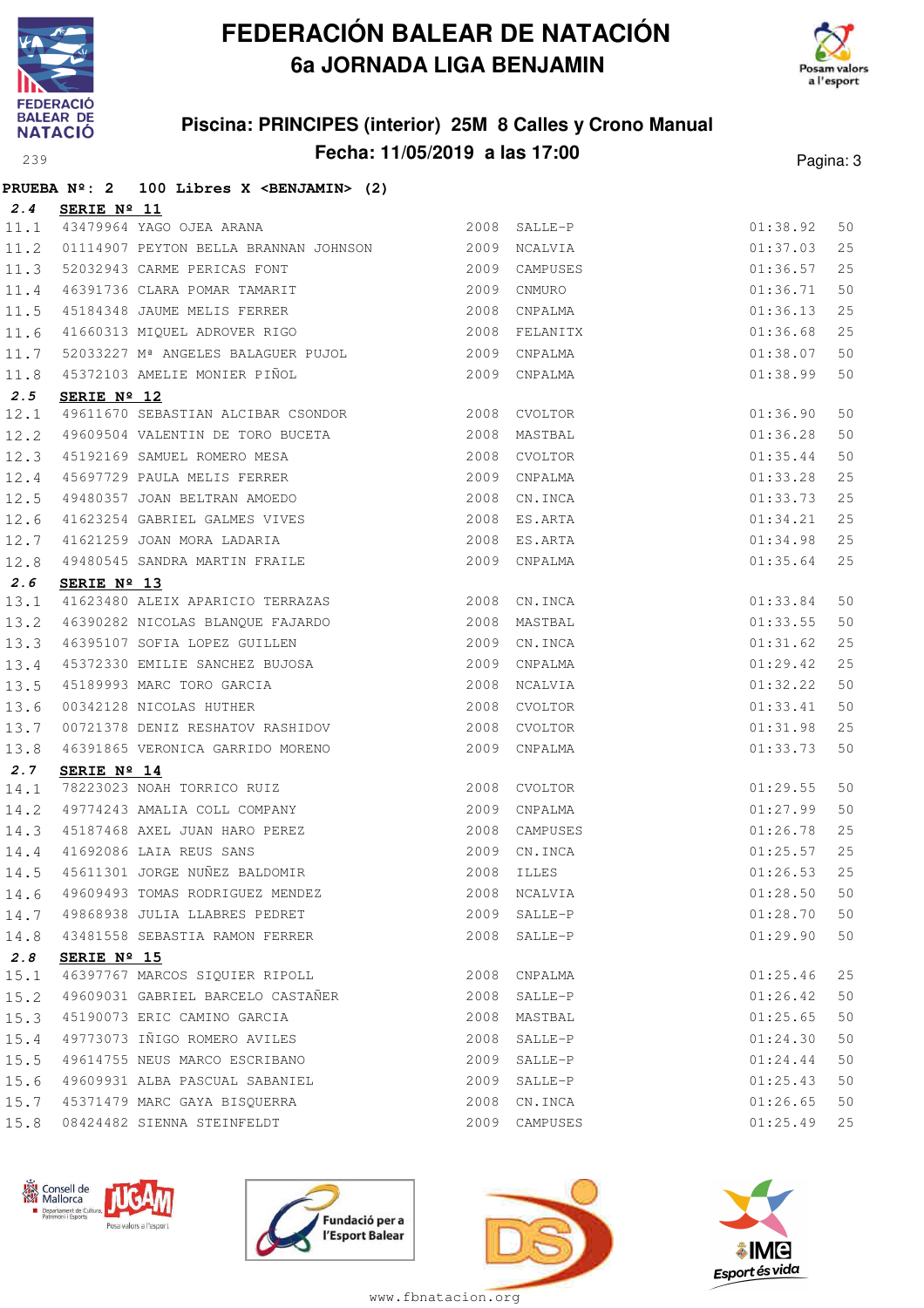# FEDERACIÓN BALEAR DE NATACIÓN
## 6a JORNADA LIGA BENJAMIN

### Piscina: PRINCIPES (interior) 25M 8 Calles y Crono Manual
### Fecha: 11/05/2019 a las 17:00

**PRUEBA Nº: 2 100 Libres X <BENJAMIN> (2)**

**2.4 SERIE Nº 11**

| | | | | | | |
|---|---|---|---|---|---|---|
| 11.1 | 43479964 | YAGO OJEA ARANA | 2008 | SALLE-P | 01:38.92 | 50 |
| 11.2 | 01114907 | PEYTON BELLA BRANNAN JOHNSON | 2009 | NCALVIA | 01:37.03 | 25 |
| 11.3 | 52032943 | CARME PERICAS FONT | 2009 | CAMPUSES | 01:36.57 | 25 |
| 11.4 | 46391736 | CLARA POMAR TAMARIT | 2009 | CNMURO | 01:36.71 | 50 |
| 11.5 | 45184348 | JAUME MELIS FERRER | 2008 | CNPALMA | 01:36.13 | 25 |
| 11.6 | 41660313 | MIQUEL ADROVER RIGO | 2008 | FELANITX | 01:36.68 | 25 |
| 11.7 | 52033227 | Mª ANGELES BALAGUER PUJOL | 2009 | CNPALMA | 01:38.07 | 50 |
| 11.8 | 45372103 | AMELIE MONIER PIÑOL | 2009 | CNPALMA | 01:38.99 | 50 |

**2.5 SERIE Nº 12**

| | | | | | | |
|---|---|---|---|---|---|---|
| 12.1 | 49611670 | SEBASTIAN ALCIBAR CSONDOR | 2008 | CVOLTOR | 01:36.90 | 50 |
| 12.2 | 49609504 | VALENTIN DE TORO BUCETA | 2008 | MASTBAL | 01:36.28 | 50 |
| 12.3 | 45192169 | SAMUEL ROMERO MESA | 2008 | CVOLTOR | 01:35.44 | 50 |
| 12.4 | 45697729 | PAULA MELIS FERRER | 2009 | CNPALMA | 01:33.28 | 25 |
| 12.5 | 49480357 | JOAN BELTRAN AMOEDO | 2008 | CN.INCA | 01:33.73 | 25 |
| 12.6 | 41623254 | GABRIEL GALMES VIVES | 2008 | ES.ARTA | 01:34.21 | 25 |
| 12.7 | 41621259 | JOAN MORA LADARIA | 2008 | ES.ARTA | 01:34.98 | 25 |
| 12.8 | 49480545 | SANDRA MARTIN FRAILE | 2009 | CNPALMA | 01:35.64 | 25 |

**2.6 SERIE Nº 13**

| | | | | | | |
|---|---|---|---|---|---|---|
| 13.1 | 41623480 | ALEIX APARICIO TERRAZAS | 2008 | CN.INCA | 01:33.84 | 50 |
| 13.2 | 46390282 | NICOLAS BLANQUE FAJARDO | 2008 | MASTBAL | 01:33.55 | 50 |
| 13.3 | 46395107 | SOFIA LOPEZ GUILLEN | 2009 | CN.INCA | 01:31.62 | 25 |
| 13.4 | 45372330 | EMILIE SANCHEZ BUJOSA | 2009 | CNPALMA | 01:29.42 | 25 |
| 13.5 | 45189993 | MARC TORO GARCIA | 2008 | NCALVIA | 01:32.22 | 50 |
| 13.6 | 00342128 | NICOLAS HUTHER | 2008 | CVOLTOR | 01:33.41 | 50 |
| 13.7 | 00721378 | DENIZ RESHATOV RASHIDOV | 2008 | CVOLTOR | 01:31.98 | 25 |
| 13.8 | 46391865 | VERONICA GARRIDO MORENO | 2009 | CNPALMA | 01:33.73 | 50 |

**2.7 SERIE Nº 14**

| | | | | | | |
|---|---|---|---|---|---|---|
| 14.1 | 78223023 | NOAH TORRICO RUIZ | 2008 | CVOLTOR | 01:29.55 | 50 |
| 14.2 | 49774243 | AMALIA COLL COMPANY | 2009 | CNPALMA | 01:27.99 | 50 |
| 14.3 | 45187468 | AXEL JUAN HARO PEREZ | 2008 | CAMPUSES | 01:26.78 | 25 |
| 14.4 | 41692086 | LAIA REUS SANS | 2009 | CN.INCA | 01:25.57 | 25 |
| 14.5 | 45611301 | JORGE NUÑEZ BALDOMIR | 2008 | ILLES | 01:26.53 | 25 |
| 14.6 | 49609493 | TOMAS RODRIGUEZ MENDEZ | 2008 | NCALVIA | 01:28.50 | 50 |
| 14.7 | 49868938 | JULIA LLABRES PEDRET | 2009 | SALLE-P | 01:28.70 | 50 |
| 14.8 | 43481558 | SEBASTIA RAMON FERRER | 2008 | SALLE-P | 01:29.90 | 50 |

**2.8 SERIE Nº 15**

| | | | | | | |
|---|---|---|---|---|---|---|
| 15.1 | 46397767 | MARCOS SIQUIER RIPOLL | 2008 | CNPALMA | 01:25.46 | 25 |
| 15.2 | 49609031 | GABRIEL BARCELO CASTAÑER | 2008 | SALLE-P | 01:26.42 | 50 |
| 15.3 | 45190073 | ERIC CAMINO GARCIA | 2008 | MASTBAL | 01:25.65 | 50 |
| 15.4 | 49773073 | IÑIGO ROMERO AVILES | 2008 | SALLE-P | 01:24.30 | 50 |
| 15.5 | 49614755 | NEUS MARCO ESCRIBANO | 2009 | SALLE-P | 01:24.44 | 50 |
| 15.6 | 49609931 | ALBA PASCUAL SABANIEL | 2009 | SALLE-P | 01:25.43 | 50 |
| 15.7 | 45371479 | MARC GAYA BISQUERRA | 2008 | CN.INCA | 01:26.65 | 50 |
| 15.8 | 08424482 | SIENNA STEINFELDT | 2009 | CAMPUSES | 01:25.49 | 25 |

www.fbnatacion.org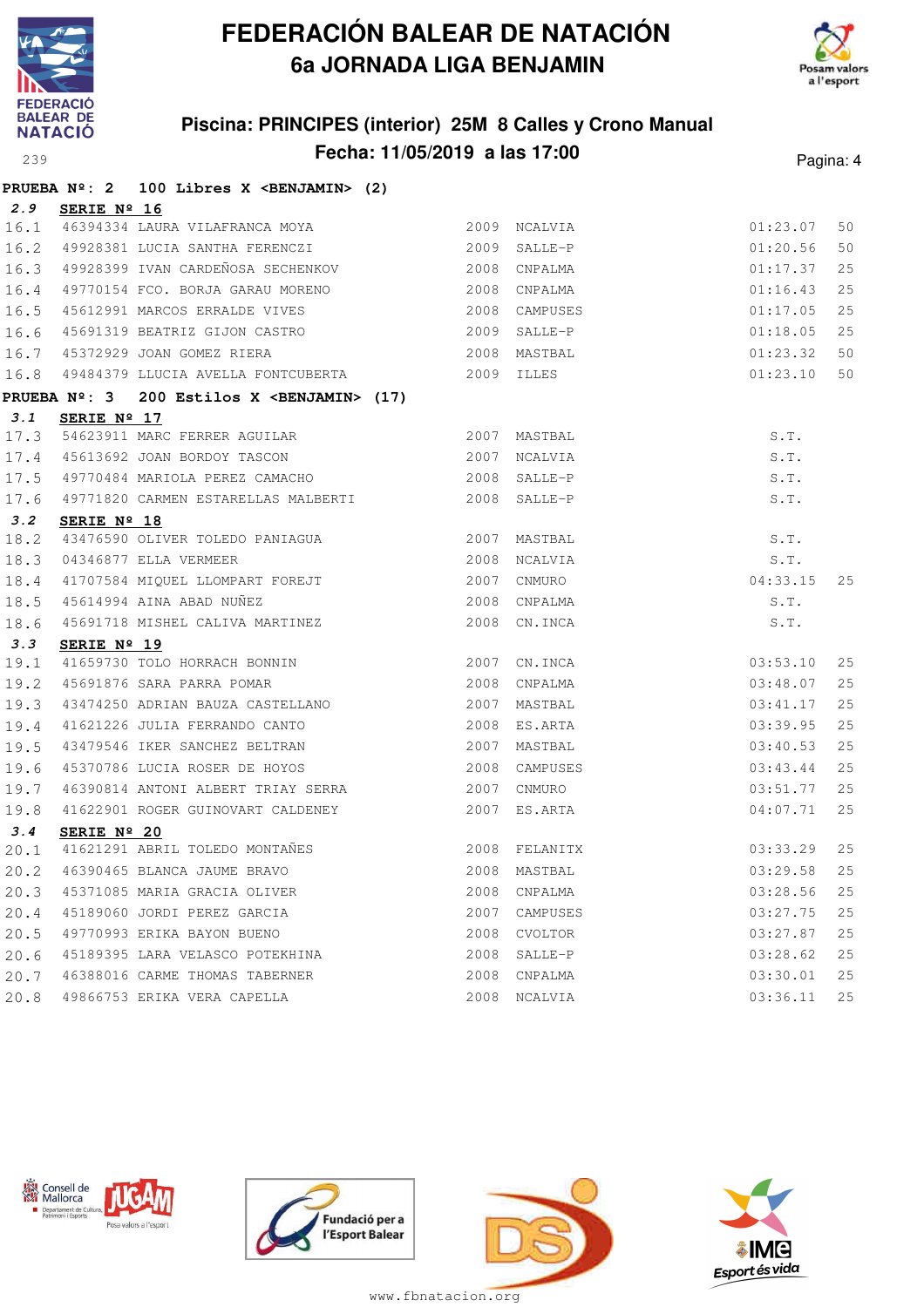# FEDERACIÓN BALEAR DE NATACIÓN
## 6a JORNADA LIGA BENJAMIN

### Piscina: PRINCIPES (interior) 25M 8 Calles y Crono Manual
### Fecha: 11/05/2019 a las 17:00

**PRUEBA Nº: 2 100 Libres X <BENJAMIN> (2)**

**2.9 SERIE Nº 16**

| | | | | | | |
|---|---|---|---|---|---|---|
| 16.1 | 46394334 | LAURA VILAFRANCA MOYA | 2009 | NCALVIA | 01:23.07 | 50 |
| 16.2 | 49928381 | LUCIA SANTHA FERENCZI | 2009 | SALLE-P | 01:20.56 | 50 |
| 16.3 | 49928399 | IVAN CARDEÑOSA SECHENKOV | 2008 | CNPALMA | 01:17.37 | 25 |
| 16.4 | 49770154 | FCO. BORJA GARAU MORENO | 2008 | CNPALMA | 01:16.43 | 25 |
| 16.5 | 45612991 | MARCOS ERRALDE VIVES | 2008 | CAMPUSES | 01:17.05 | 25 |
| 16.6 | 45691319 | BEATRIZ GIJON CASTRO | 2009 | SALLE-P | 01:18.05 | 25 |
| 16.7 | 45372929 | JOAN GOMEZ RIERA | 2008 | MASTBAL | 01:23.32 | 50 |
| 16.8 | 49484379 | LLUCIA AVELLA FONTCUBERTA | 2009 | ILLES | 01:23.10 | 50 |

**PRUEBA Nº: 3 200 Estilos X <BENJAMIN> (17)**

**3.1 SERIE Nº 17**

| | | | | | | |
|---|---|---|---|---|---|---|
| 17.3 | 54623911 | MARC FERRER AGUILAR | 2007 | MASTBAL | S.T. | |
| 17.4 | 45613692 | JOAN BORDOY TASCON | 2007 | NCALVIA | S.T. | |
| 17.5 | 49770484 | MARIOLA PEREZ CAMACHO | 2008 | SALLE-P | S.T. | |
| 17.6 | 49771820 | CARMEN ESTARELLAS MALBERTI | 2008 | SALLE-P | S.T. | |

**3.2 SERIE Nº 18**

| | | | | | | |
|---|---|---|---|---|---|---|
| 18.2 | 43476590 | OLIVER TOLEDO PANIAGUA | 2007 | MASTBAL | S.T. | |
| 18.3 | 04346877 | ELLA VERMEER | 2008 | NCALVIA | S.T. | |
| 18.4 | 41707584 | MIQUEL LLOMPART FOREJT | 2007 | CNMURO | 04:33.15 | 25 |
| 18.5 | 45614994 | AINA ABAD NUÑEZ | 2008 | CNPALMA | S.T. | |
| 18.6 | 45691718 | MISHEL CALIVA MARTINEZ | 2008 | CN.INCA | S.T. | |

**3.3 SERIE Nº 19**

| | | | | | | |
|---|---|---|---|---|---|---|
| 19.1 | 41659730 | TOLO HORRACH BONNIN | 2007 | CN.INCA | 03:53.10 | 25 |
| 19.2 | 45691876 | SARA PARRA POMAR | 2008 | CNPALMA | 03:48.07 | 25 |
| 19.3 | 43474250 | ADRIAN BAUZA CASTELLANO | 2007 | MASTBAL | 03:41.17 | 25 |
| 19.4 | 41621226 | JULIA FERRANDO CANTO | 2008 | ES.ARTA | 03:39.95 | 25 |
| 19.5 | 43479546 | IKER SANCHEZ BELTRAN | 2007 | MASTBAL | 03:40.53 | 25 |
| 19.6 | 45370786 | LUCIA ROSER DE HOYOS | 2008 | CAMPUSES | 03:43.44 | 25 |
| 19.7 | 46390814 | ANTONI ALBERT TRIAY SERRA | 2007 | CNMURO | 03:51.77 | 25 |
| 19.8 | 41622901 | ROGER GUINOVART CALDENEY | 2007 | ES.ARTA | 04:07.71 | 25 |

**3.4 SERIE Nº 20**

| | | | | | | |
|---|---|---|---|---|---|---|
| 20.1 | 41621291 | ABRIL TOLEDO MONTAÑES | 2008 | FELANITX | 03:33.29 | 25 |
| 20.2 | 46390465 | BLANCA JAUME BRAVO | 2008 | MASTBAL | 03:29.58 | 25 |
| 20.3 | 45371085 | MARIA GRACIA OLIVER | 2008 | CNPALMA | 03:28.56 | 25 |
| 20.4 | 45189060 | JORDI PEREZ GARCIA | 2007 | CAMPUSES | 03:27.75 | 25 |
| 20.5 | 49770993 | ERIKA BAYON BUENO | 2008 | CVOLTOR | 03:27.87 | 25 |
| 20.6 | 45189395 | LARA VELASCO POTEKHINA | 2008 | SALLE-P | 03:28.62 | 25 |
| 20.7 | 46388016 | CARME THOMAS TABERNER | 2008 | CNPALMA | 03:30.01 | 25 |
| 20.8 | 49866753 | ERIKA VERA CAPELLA | 2008 | NCALVIA | 03:36.11 | 25 |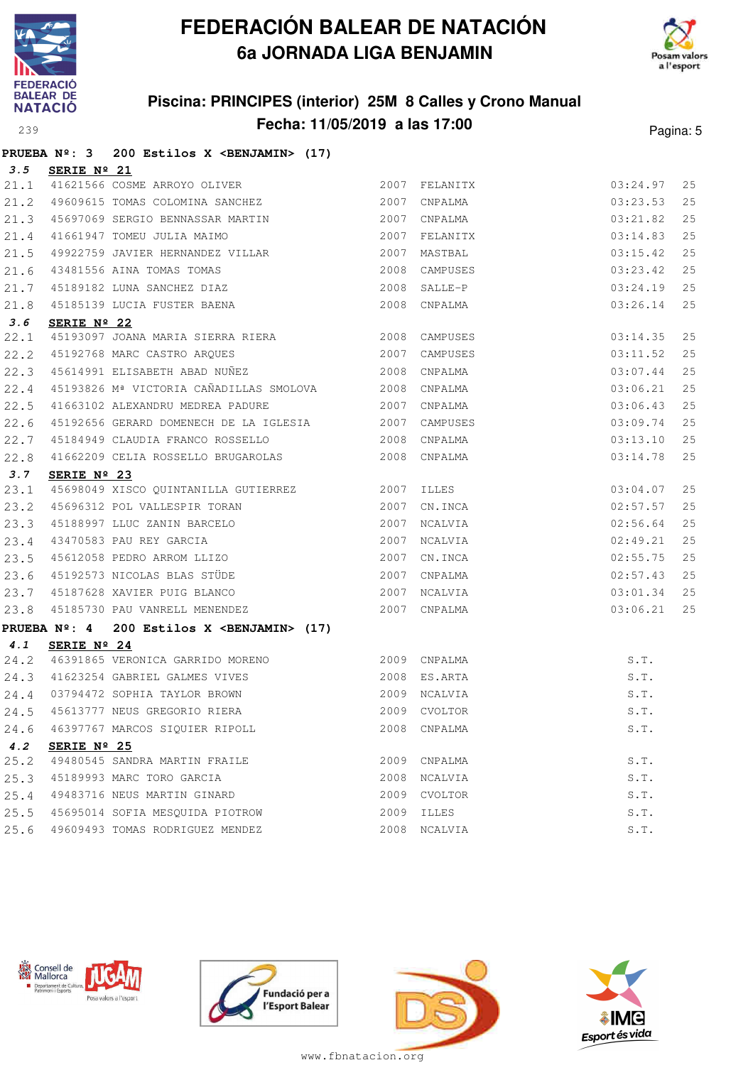# FEDERACIÓN BALEAR DE NATACIÓN
## 6a JORNADA LIGA BENJAMIN

### Piscina: PRINCIPES (interior) 25M 8 Calles y Crono Manual
### Fecha: 11/05/2019 a las 17:00

239

**PRUEBA Nº: 3 200 Estilos X <BENJAMIN> (17)**

**3.5 SERIE Nº 21**

| | | | | | | |
|---|---|---|---|---|---|---|
| 21.1 | 41621566 | COSME ARROYO OLIVER | 2007 | FELANITX | 03:24.97 | 25 |
| 21.2 | 49609615 | TOMAS COLOMINA SANCHEZ | 2007 | CNPALMA | 03:23.53 | 25 |
| 21.3 | 45697069 | SERGIO BENNASSAR MARTIN | 2007 | CNPALMA | 03:21.82 | 25 |
| 21.4 | 41661947 | TOMEU JULIA MAIMO | 2007 | FELANITX | 03:14.83 | 25 |
| 21.5 | 49922759 | JAVIER HERNANDEZ VILLAR | 2007 | MASTBAL | 03:15.42 | 25 |
| 21.6 | 43481556 | AINA TOMAS TOMAS | 2008 | CAMPUSES | 03:23.42 | 25 |
| 21.7 | 45189182 | LUNA SANCHEZ DIAZ | 2008 | SALLE-P | 03:24.19 | 25 |
| 21.8 | 45185139 | LUCIA FUSTER BAENA | 2008 | CNPALMA | 03:26.14 | 25 |

**3.6 SERIE Nº 22**

| | | | | | | |
|---|---|---|---|---|---|---|
| 22.1 | 45193097 | JOANA MARIA SIERRA RIERA | 2008 | CAMPUSES | 03:14.35 | 25 |
| 22.2 | 45192768 | MARC CASTRO ARQUES | 2007 | CAMPUSES | 03:11.52 | 25 |
| 22.3 | 45614991 | ELISABETH ABAD NUÑEZ | 2008 | CNPALMA | 03:07.44 | 25 |
| 22.4 | 45193826 | Mª VICTORIA CAÑADILLAS SMOLOVA | 2008 | CNPALMA | 03:06.21 | 25 |
| 22.5 | 41663102 | ALEXANDRU MEDREA PADURE | 2007 | CNPALMA | 03:06.43 | 25 |
| 22.6 | 45192656 | GERARD DOMENECH DE LA IGLESIA | 2007 | CAMPUSES | 03:09.74 | 25 |
| 22.7 | 45184949 | CLAUDIA FRANCO ROSSELLO | 2008 | CNPALMA | 03:13.10 | 25 |
| 22.8 | 41662209 | CELIA ROSSELLO BRUGAROLAS | 2008 | CNPALMA | 03:14.78 | 25 |

**3.7 SERIE Nº 23**

| | | | | | | |
|---|---|---|---|---|---|---|
| 23.1 | 45698049 | XISCO QUINTANILLA GUTIERREZ | 2007 | ILLES | 03:04.07 | 25 |
| 23.2 | 45696312 | POL VALLESPIR TORAN | 2007 | CN.INCA | 02:57.57 | 25 |
| 23.3 | 45188997 | LLUC ZANIN BARCELO | 2007 | NCALVIA | 02:56.64 | 25 |
| 23.4 | 43470583 | PAU REY GARCIA | 2007 | NCALVIA | 02:49.21 | 25 |
| 23.5 | 45612058 | PEDRO ARROM LLIZO | 2007 | CN.INCA | 02:55.75 | 25 |
| 23.6 | 45192573 | NICOLAS BLAS STÜDE | 2007 | CNPALMA | 02:57.43 | 25 |
| 23.7 | 45187628 | XAVIER PUIG BLANCO | 2007 | NCALVIA | 03:01.34 | 25 |
| 23.8 | 45185730 | PAU VANRELL MENENDEZ | 2007 | CNPALMA | 03:06.21 | 25 |

**PRUEBA Nº: 4 200 Estilos X <BENJAMIN> (17)**

**4.1 SERIE Nº 24**

| | | | | | |
|---|---|---|---|---|---|
| 24.2 | 46391865 | VERONICA GARRIDO MORENO | 2009 | CNPALMA | S.T. |
| 24.3 | 41623254 | GABRIEL GALMES VIVES | 2008 | ES.ARTA | S.T. |
| 24.4 | 03794472 | SOPHIA TAYLOR BROWN | 2009 | NCALVIA | S.T. |
| 24.5 | 45613777 | NEUS GREGORIO RIERA | 2009 | CVOLTOR | S.T. |
| 24.6 | 46397767 | MARCOS SIQUIER RIPOLL | 2008 | CNPALMA | S.T. |

**4.2 SERIE Nº 25**

| | | | | | |
|---|---|---|---|---|---|
| 25.2 | 49480545 | SANDRA MARTIN FRAILE | 2009 | CNPALMA | S.T. |
| 25.3 | 45189993 | MARC TORO GARCIA | 2008 | NCALVIA | S.T. |
| 25.4 | 49483716 | NEUS MARTIN GINARD | 2009 | CVOLTOR | S.T. |
| 25.5 | 45695014 | SOFIA MESQUIDA PIOTROW | 2009 | ILLES | S.T. |
| 25.6 | 49609493 | TOMAS RODRIGUEZ MENDEZ | 2008 | NCALVIA | S.T. |

www.fbnatacion.org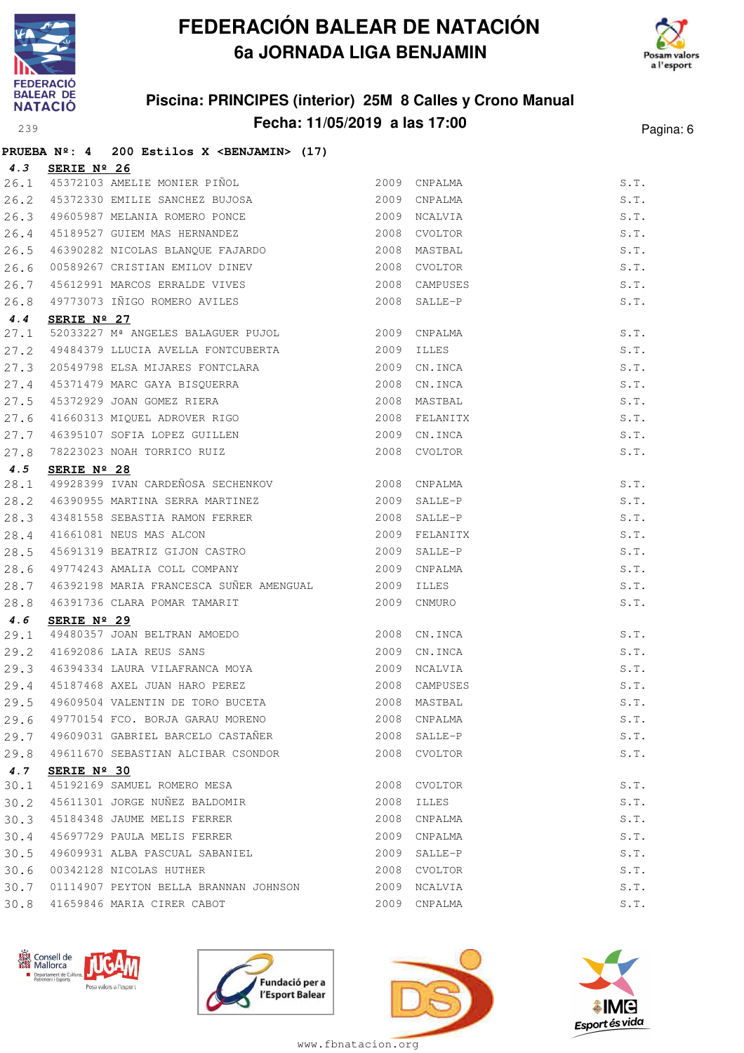# FEDERACIÓN BALEAR DE NATACIÓN
## 6a JORNADA LIGA BENJAMIN

### Piscina: PRINCIPES (interior) 25M 8 Calles y Crono Manual
### Fecha: 11/05/2019 a las 17:00

**PRUEBA Nº: 4 200 Estilos X <BENJAMIN> (17)**

**4.3 SERIE Nº 26**

| | | | | | |
|---|---|---|---|---|---|
| 26.1 | 45372103 | AMELIE MONIER PIÑOL | 2009 | CNPALMA | S.T. |
| 26.2 | 45372330 | EMILIE SANCHEZ BUJOSA | 2009 | CNPALMA | S.T. |
| 26.3 | 49605987 | MELANIA ROMERO PONCE | 2009 | NCALVIA | S.T. |
| 26.4 | 45189527 | GUIEM MAS HERNANDEZ | 2008 | CVOLTOR | S.T. |
| 26.5 | 46390282 | NICOLAS BLANQUE FAJARDO | 2008 | MASTBAL | S.T. |
| 26.6 | 00589267 | CRISTIAN EMILOV DINEV | 2008 | CVOLTOR | S.T. |
| 26.7 | 45612991 | MARCOS ERRALDE VIVES | 2008 | CAMPUSES | S.T. |
| 26.8 | 49773073 | IÑIGO ROMERO AVILES | 2008 | SALLE-P | S.T. |

**4.4 SERIE Nº 27**

| | | | | | |
|---|---|---|---|---|---|
| 27.1 | 52033227 | Mª ANGELES BALAGUER PUJOL | 2009 | CNPALMA | S.T. |
| 27.2 | 49484379 | LLUCIA AVELLA FONTCUBERTA | 2009 | ILLES | S.T. |
| 27.3 | 20549798 | ELSA MIJARES FONTCLARA | 2009 | CN.INCA | S.T. |
| 27.4 | 45371479 | MARC GAYA BISQUERRA | 2008 | CN.INCA | S.T. |
| 27.5 | 45372929 | JOAN GOMEZ RIERA | 2008 | MASTBAL | S.T. |
| 27.6 | 41660313 | MIQUEL ADROVER RIGO | 2008 | FELANITX | S.T. |
| 27.7 | 46395107 | SOFIA LOPEZ GUILLEN | 2009 | CN.INCA | S.T. |
| 27.8 | 78223023 | NOAH TORRICO RUIZ | 2008 | CVOLTOR | S.T. |

**4.5 SERIE Nº 28**

| | | | | | |
|---|---|---|---|---|---|
| 28.1 | 49928399 | IVAN CARDEÑOSA SECHENKOV | 2008 | CNPALMA | S.T. |
| 28.2 | 46390955 | MARTINA SERRA MARTINEZ | 2009 | SALLE-P | S.T. |
| 28.3 | 43481558 | SEBASTIA RAMON FERRER | 2008 | SALLE-P | S.T. |
| 28.4 | 41661081 | NEUS MAS ALCON | 2009 | FELANITX | S.T. |
| 28.5 | 45691319 | BEATRIZ GIJON CASTRO | 2009 | SALLE-P | S.T. |
| 28.6 | 49774243 | AMALIA COLL COMPANY | 2009 | CNPALMA | S.T. |
| 28.7 | 46392198 | MARIA FRANCESCA SUÑER AMENGUAL | 2009 | ILLES | S.T. |
| 28.8 | 46391736 | CLARA POMAR TAMARIT | 2009 | CNMURO | S.T. |

**4.6 SERIE Nº 29**

| | | | | | |
|---|---|---|---|---|---|
| 29.1 | 49480357 | JOAN BELTRAN AMOEDO | 2008 | CN.INCA | S.T. |
| 29.2 | 41692086 | LAIA REUS SANS | 2009 | CN.INCA | S.T. |
| 29.3 | 46394334 | LAURA VILAFRANCA MOYA | 2009 | NCALVIA | S.T. |
| 29.4 | 45187468 | AXEL JUAN HARO PEREZ | 2008 | CAMPUSES | S.T. |
| 29.5 | 49609504 | VALENTIN DE TORO BUCETA | 2008 | MASTBAL | S.T. |
| 29.6 | 49770154 | FCO. BORJA GARAU MORENO | 2008 | CNPALMA | S.T. |
| 29.7 | 49609031 | GABRIEL BARCELO CASTAÑER | 2008 | SALLE-P | S.T. |
| 29.8 | 49611670 | SEBASTIAN ALCIBAR CSONDOR | 2008 | CVOLTOR | S.T. |

**4.7 SERIE Nº 30**

| | | | | | |
|---|---|---|---|---|---|
| 30.1 | 45192169 | SAMUEL ROMERO MESA | 2008 | CVOLTOR | S.T. |
| 30.2 | 45611301 | JORGE NUÑEZ BALDOMIR | 2008 | ILLES | S.T. |
| 30.3 | 45184348 | JAUME MELIS FERRER | 2008 | CNPALMA | S.T. |
| 30.4 | 45697729 | PAULA MELIS FERRER | 2009 | CNPALMA | S.T. |
| 30.5 | 49609931 | ALBA PASCUAL SABANIEL | 2009 | SALLE-P | S.T. |
| 30.6 | 00342128 | NICOLAS HUTHER | 2008 | CVOLTOR | S.T. |
| 30.7 | 01114907 | PEYTON BELLA BRANNAN JOHNSON | 2009 | NCALVIA | S.T. |
| 30.8 | 41659846 | MARIA CIRER CABOT | 2009 | CNPALMA | S.T. |

www.fbnatacion.org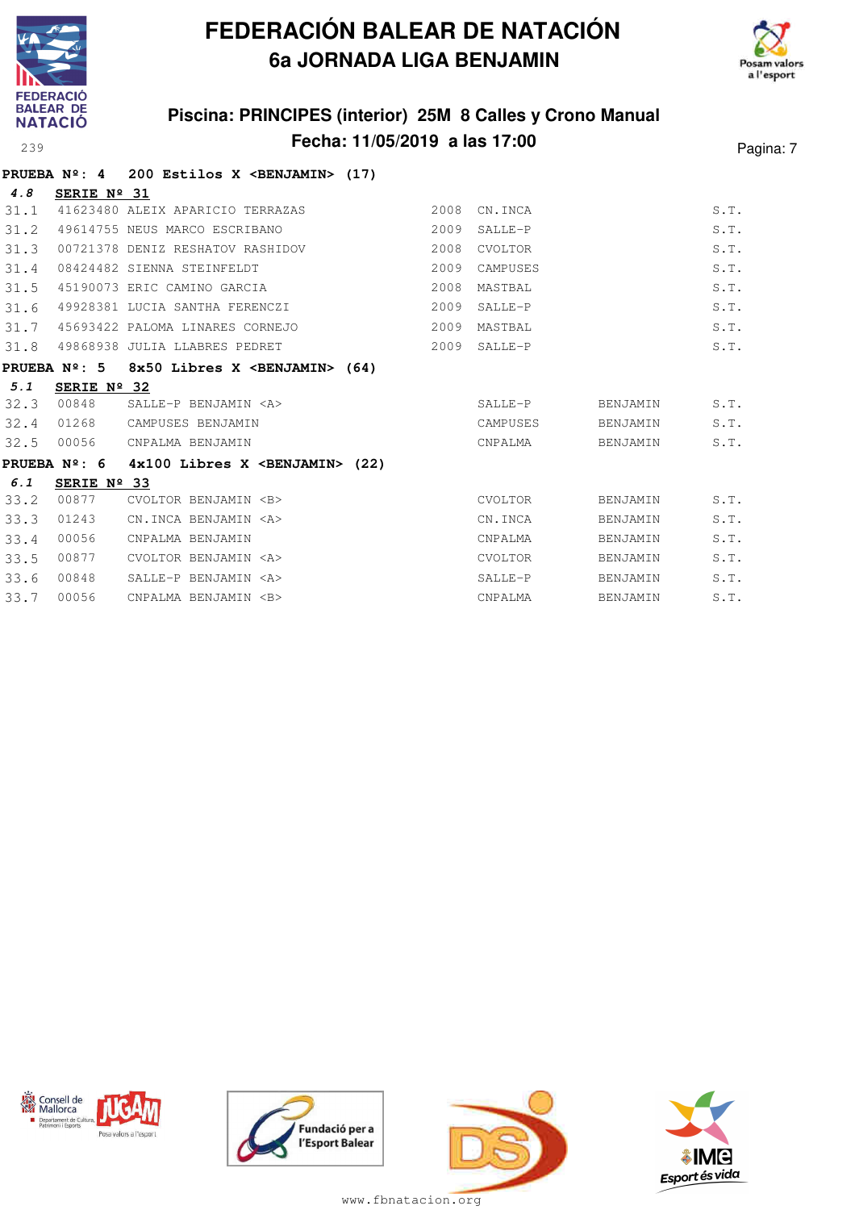# FEDERACIÓN BALEAR DE NATACIÓN
## 6a JORNADA LIGA BENJAMIN

### Piscina: PRINCIPES (interior) 25M 8 Calles y Crono Manual
### Fecha: 11/05/2019 a las 17:00

**PRUEBA Nº: 4 200 Estilos X <BENJAMIN> (17)**

*4.8* **SERIE Nº 31**

| | | | | | |
|---|---|---|---|---|---|
| 31.1 | 41623480 | ALEIX APARICIO TERRAZAS | 2008 | CN.INCA | S.T. |
| 31.2 | 49614755 | NEUS MARCO ESCRIBANO | 2009 | SALLE-P | S.T. |
| 31.3 | 00721378 | DENIZ RESHATOV RASHIDOV | 2008 | CVOLTOR | S.T. |
| 31.4 | 08424482 | SIENNA STEINFELDT | 2009 | CAMPUSES | S.T. |
| 31.5 | 45190073 | ERIC CAMINO GARCIA | 2008 | MASTBAL | S.T. |
| 31.6 | 49928381 | LUCIA SANTHA FERENCZI | 2009 | SALLE-P | S.T. |
| 31.7 | 45693422 | PALOMA LINARES CORNEJO | 2009 | MASTBAL | S.T. |
| 31.8 | 49868938 | JULIA LLABRES PEDRET | 2009 | SALLE-P | S.T. |

**PRUEBA Nº: 5 8x50 Libres X <BENJAMIN> (64)**

*5.1* **SERIE Nº 32**

| | | | | | |
|---|---|---|---|---|---|
| 32.3 | 00848 | SALLE-P BENJAMIN <A> | SALLE-P | BENJAMIN | S.T. |
| 32.4 | 01268 | CAMPUSES BENJAMIN | CAMPUSES | BENJAMIN | S.T. |
| 32.5 | 00056 | CNPALMA BENJAMIN | CNPALMA | BENJAMIN | S.T. |

**PRUEBA Nº: 6 4x100 Libres X <BENJAMIN> (22)**

*6.1* **SERIE Nº 33**

| | | | | | |
|---|---|---|---|---|---|
| 33.2 | 00877 | CVOLTOR BENJAMIN <B> | CVOLTOR | BENJAMIN | S.T. |
| 33.3 | 01243 | CN.INCA BENJAMIN <A> | CN.INCA | BENJAMIN | S.T. |
| 33.4 | 00056 | CNPALMA BENJAMIN | CNPALMA | BENJAMIN | S.T. |
| 33.5 | 00877 | CVOLTOR BENJAMIN <A> | CVOLTOR | BENJAMIN | S.T. |
| 33.6 | 00848 | SALLE-P BENJAMIN <A> | SALLE-P | BENJAMIN | S.T. |
| 33.7 | 00056 | CNPALMA BENJAMIN <B> | CNPALMA | BENJAMIN | S.T. |

www.fbnatacion.org